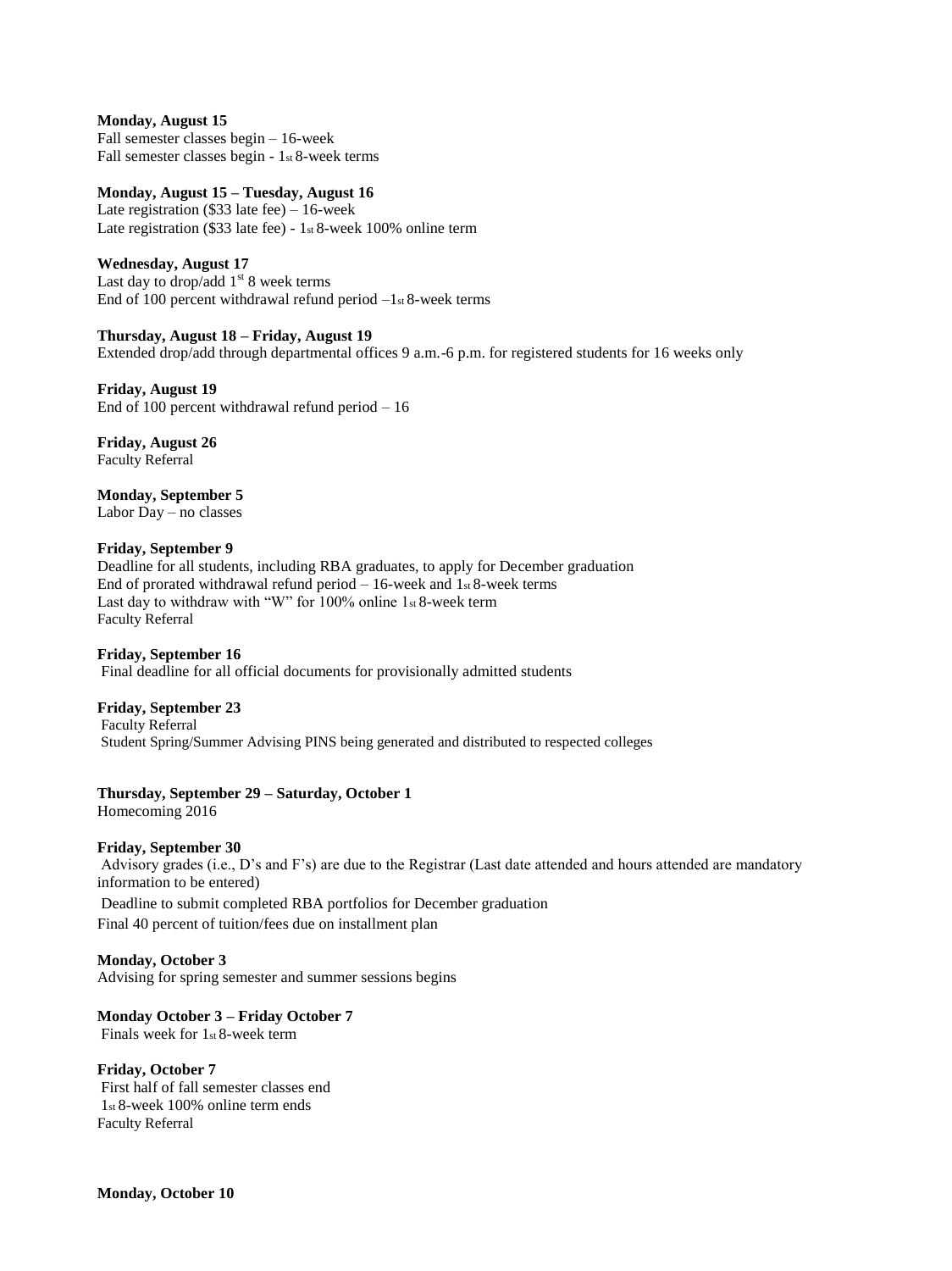**Monday, August 15**
Fall semester classes begin – 16-week
Fall semester classes begin - 1st 8-week terms

**Monday, August 15 – Tuesday, August 16**
Late registration ($33 late fee) – 16-week
Late registration ($33 late fee) - 1st 8-week 100% online term

**Wednesday, August 17**
Last day to drop/add 1st 8 week terms
End of 100 percent withdrawal refund period –1st 8-week terms

**Thursday, August 18 – Friday, August 19**
Extended drop/add through departmental offices 9 a.m.-6 p.m. for registered students for 16 weeks only

**Friday, August 19**
End of 100 percent withdrawal refund period – 16

**Friday, August 26**
Faculty Referral

**Monday, September 5**
Labor Day – no classes

**Friday, September 9**
Deadline for all students, including RBA graduates, to apply for December graduation
End of prorated withdrawal refund period – 16-week and 1st 8-week terms
Last day to withdraw with "W" for 100% online 1st 8-week term
Faculty Referral

**Friday, September 16**
Final deadline for all official documents for provisionally admitted students

**Friday, September 23**
Faculty Referral
Student Spring/Summer Advising PINS being generated and distributed to respected colleges

**Thursday, September 29 – Saturday, October 1**
Homecoming 2016

**Friday, September 30**
Advisory grades (i.e., D's and F's) are due to the Registrar (Last date attended and hours attended are mandatory information to be entered)
Deadline to submit completed RBA portfolios for December graduation
Final 40 percent of tuition/fees due on installment plan

**Monday, October 3**
Advising for spring semester and summer sessions begins

**Monday October 3 – Friday October 7**
Finals week for 1st 8-week term

**Friday, October 7**
First half of fall semester classes end
1st 8-week 100% online term ends
Faculty Referral

**Monday, October 10**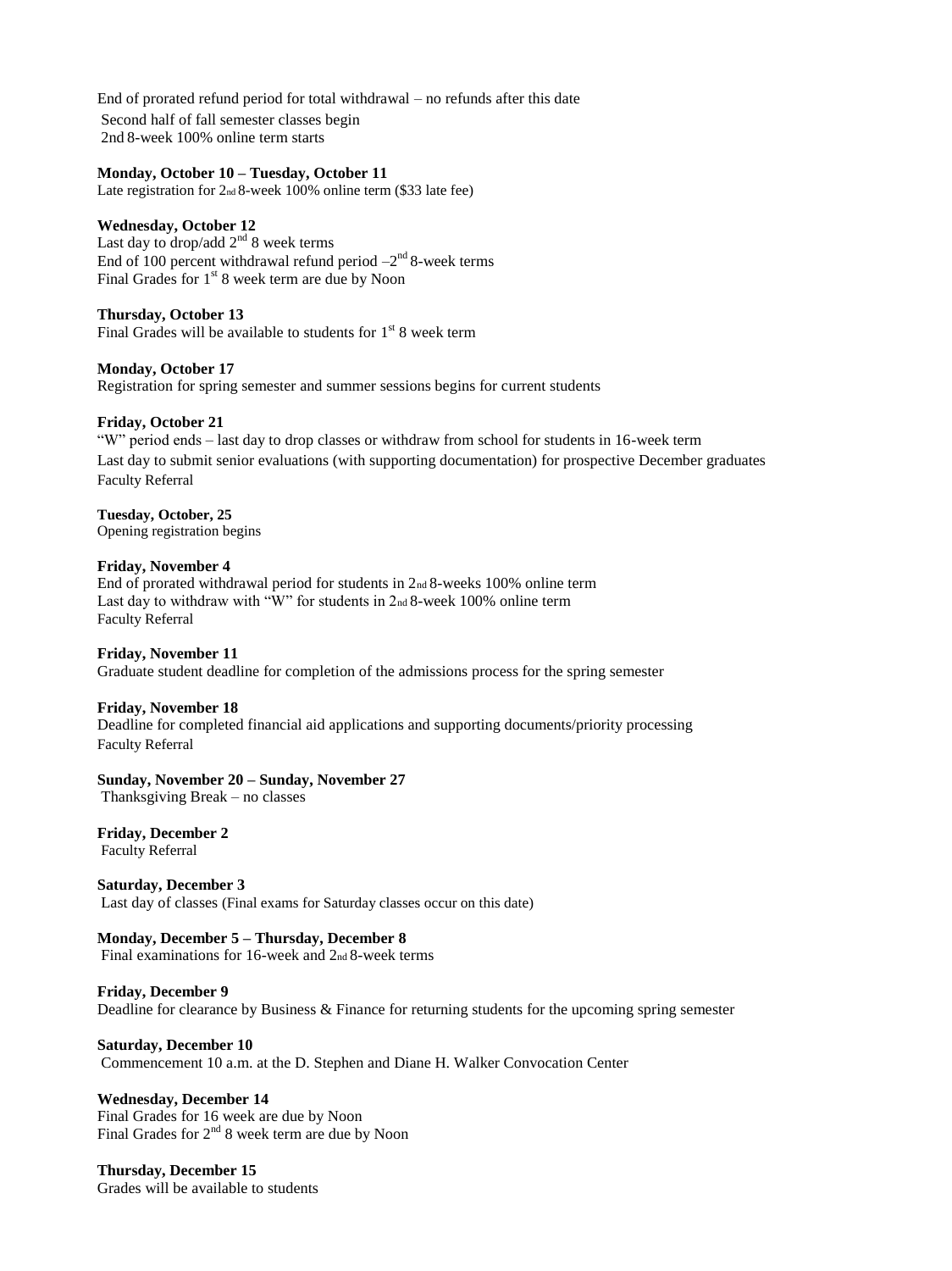End of prorated refund period for total withdrawal – no refunds after this date
Second half of fall semester classes begin
2nd 8-week 100% online term starts

**Monday, October 10 – Tuesday, October 11**
Late registration for 2nd 8-week 100% online term ($33 late fee)

**Wednesday, October 12**
Last day to drop/add 2nd 8 week terms
End of 100 percent withdrawal refund period –2nd 8-week terms
Final Grades for 1st 8 week term are due by Noon

**Thursday, October 13**
Final Grades will be available to students for 1st 8 week term

**Monday, October 17**
Registration for spring semester and summer sessions begins for current students

**Friday, October 21**
"W" period ends – last day to drop classes or withdraw from school for students in 16-week term
Last day to submit senior evaluations (with supporting documentation) for prospective December graduates
Faculty Referral

**Tuesday, October, 25**
Opening registration begins

**Friday, November 4**
End of prorated withdrawal period for students in 2nd 8-weeks 100% online term
Last day to withdraw with "W" for students in 2nd 8-week 100% online term
Faculty Referral

**Friday, November 11**
Graduate student deadline for completion of the admissions process for the spring semester

**Friday, November 18**
Deadline for completed financial aid applications and supporting documents/priority processing
Faculty Referral

**Sunday, November 20 – Sunday, November 27**
Thanksgiving Break – no classes

**Friday, December 2**
Faculty Referral

**Saturday, December 3**
Last day of classes (Final exams for Saturday classes occur on this date)

**Monday, December 5 – Thursday, December 8**
Final examinations for 16-week and 2nd 8-week terms

**Friday, December 9**
Deadline for clearance by Business & Finance for returning students for the upcoming spring semester

**Saturday, December 10**
Commencement 10 a.m. at the D. Stephen and Diane H. Walker Convocation Center

**Wednesday, December 14**
Final Grades for 16 week are due by Noon
Final Grades for 2nd 8 week term are due by Noon

**Thursday, December 15**
Grades will be available to students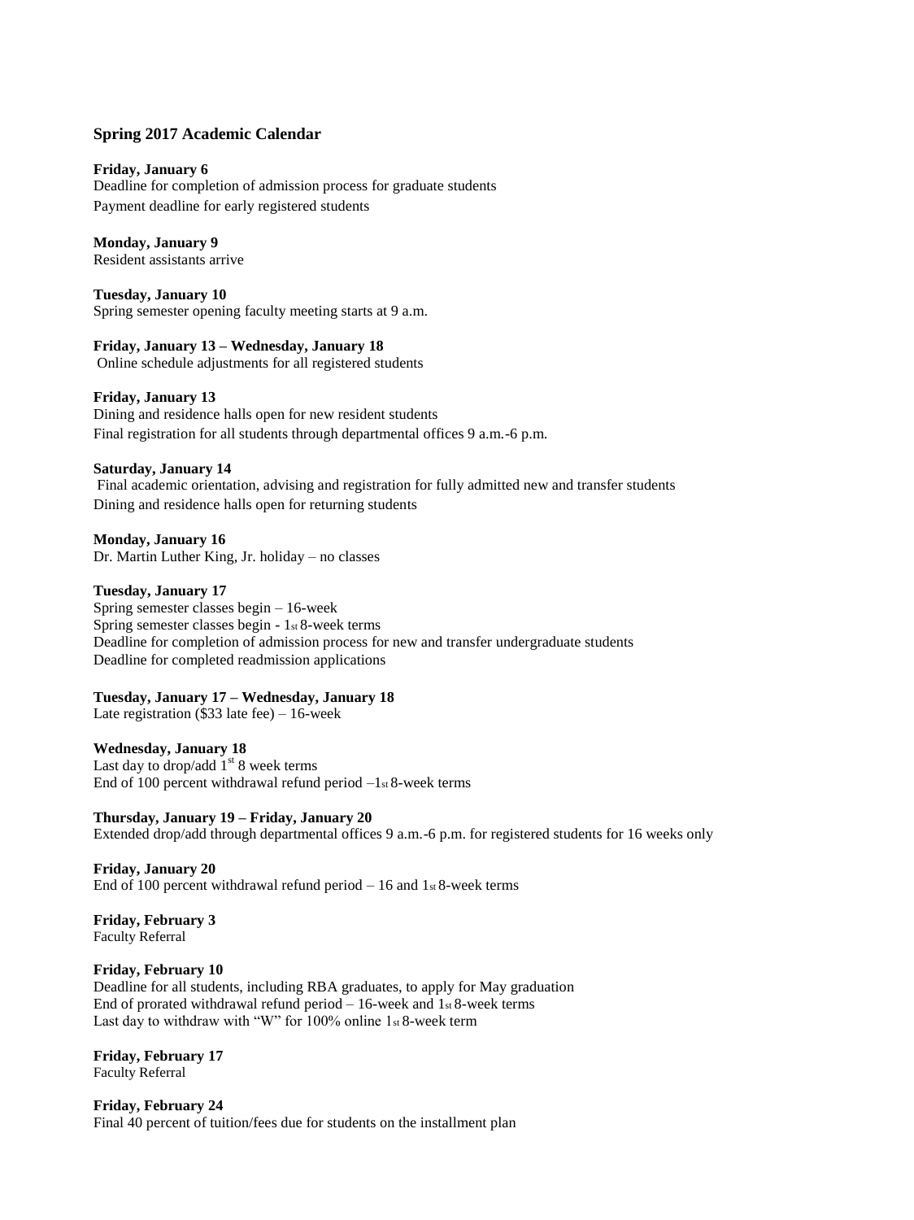## Spring 2017 Academic Calendar

**Friday, January 6**
Deadline for completion of admission process for graduate students
Payment deadline for early registered students

**Monday, January 9**
Resident assistants arrive

**Tuesday, January 10**
Spring semester opening faculty meeting starts at 9 a.m.

**Friday, January 13 – Wednesday, January 18**
Online schedule adjustments for all registered students

**Friday, January 13**
Dining and residence halls open for new resident students
Final registration for all students through departmental offices 9 a.m.-6 p.m.

**Saturday, January 14**
Final academic orientation, advising and registration for fully admitted new and transfer students
Dining and residence halls open for returning students

**Monday, January 16**
Dr. Martin Luther King, Jr. holiday – no classes

**Tuesday, January 17**
Spring semester classes begin – 16-week
Spring semester classes begin - 1st 8-week terms
Deadline for completion of admission process for new and transfer undergraduate students
Deadline for completed readmission applications

**Tuesday, January 17 – Wednesday, January 18**
Late registration ($33 late fee) – 16-week

**Wednesday, January 18**
Last day to drop/add 1st 8 week terms
End of 100 percent withdrawal refund period –1st 8-week terms

**Thursday, January 19 – Friday, January 20**
Extended drop/add through departmental offices 9 a.m.-6 p.m. for registered students for 16 weeks only

**Friday, January 20**
End of 100 percent withdrawal refund period – 16 and 1st 8-week terms

**Friday, February 3**
Faculty Referral

**Friday, February 10**
Deadline for all students, including RBA graduates, to apply for May graduation
End of prorated withdrawal refund period – 16-week and 1st 8-week terms
Last day to withdraw with "W" for 100% online 1st 8-week term

**Friday, February 17**
Faculty Referral

**Friday, February 24**
Final 40 percent of tuition/fees due for students on the installment plan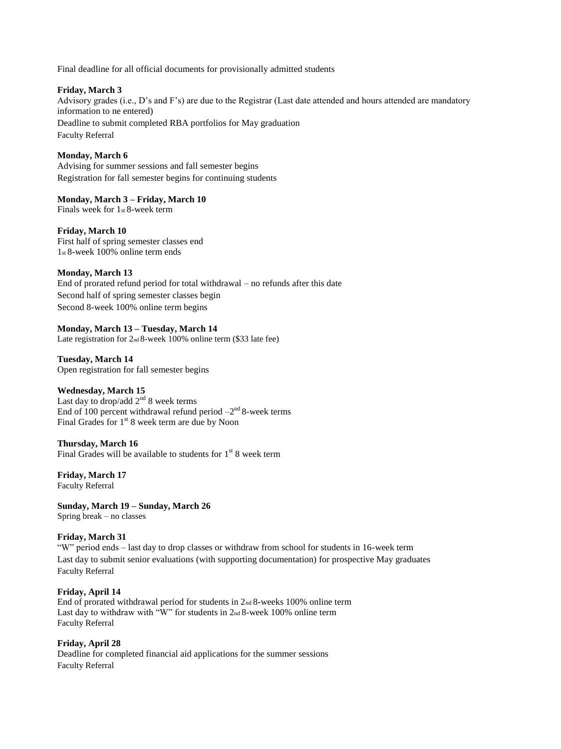Final deadline for all official documents for provisionally admitted students

**Friday, March 3**

Advisory grades (i.e., D's and F's) are due to the Registrar (Last date attended and hours attended are mandatory information to ne entered)

Deadline to submit completed RBA portfolios for May graduation

Faculty Referral

**Monday, March 6**

Advising for summer sessions and fall semester begins

Registration for fall semester begins for continuing students

**Monday, March 3 – Friday, March 10**

Finals week for 1st 8-week term

**Friday, March 10**

First half of spring semester classes end

1st 8-week 100% online term ends

**Monday, March 13**

End of prorated refund period for total withdrawal – no refunds after this date

Second half of spring semester classes begin

Second 8-week 100% online term begins

**Monday, March 13 – Tuesday, March 14**

Late registration for 2nd 8-week 100% online term ($33 late fee)

**Tuesday, March 14**

Open registration for fall semester begins

**Wednesday, March 15**

Last day to drop/add 2nd 8 week terms

End of 100 percent withdrawal refund period –2nd 8-week terms

Final Grades for 1st 8 week term are due by Noon

**Thursday, March 16**

Final Grades will be available to students for 1st 8 week term

**Friday, March 17**

Faculty Referral

**Sunday, March 19 – Sunday, March 26**

Spring break – no classes

**Friday, March 31**

"W" period ends – last day to drop classes or withdraw from school for students in 16-week term

Last day to submit senior evaluations (with supporting documentation) for prospective May graduates

Faculty Referral

**Friday, April 14**

End of prorated withdrawal period for students in 2nd 8-weeks 100% online term

Last day to withdraw with "W" for students in 2nd 8-week 100% online term

Faculty Referral

**Friday, April 28**

Deadline for completed financial aid applications for the summer sessions

Faculty Referral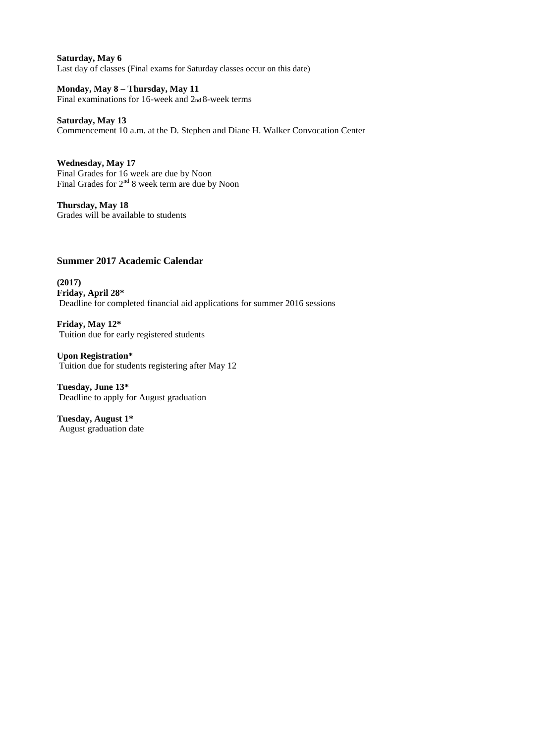**Saturday, May 6**
Last day of classes (Final exams for Saturday classes occur on this date)

**Monday, May 8 – Thursday, May 11**
Final examinations for 16-week and 2nd 8-week terms

**Saturday, May 13**
Commencement 10 a.m. at the D. Stephen and Diane H. Walker Convocation Center

**Wednesday, May 17**
Final Grades for 16 week are due by Noon
Final Grades for 2nd 8 week term are due by Noon

**Thursday, May 18**
Grades will be available to students

### Summer 2017 Academic Calendar

**(2017)**
**Friday, April 28***
Deadline for completed financial aid applications for summer 2016 sessions

**Friday, May 12***
Tuition due for early registered students

**Upon Registration***
Tuition due for students registering after May 12

**Tuesday, June 13***
Deadline to apply for August graduation

**Tuesday, August 1***
August graduation date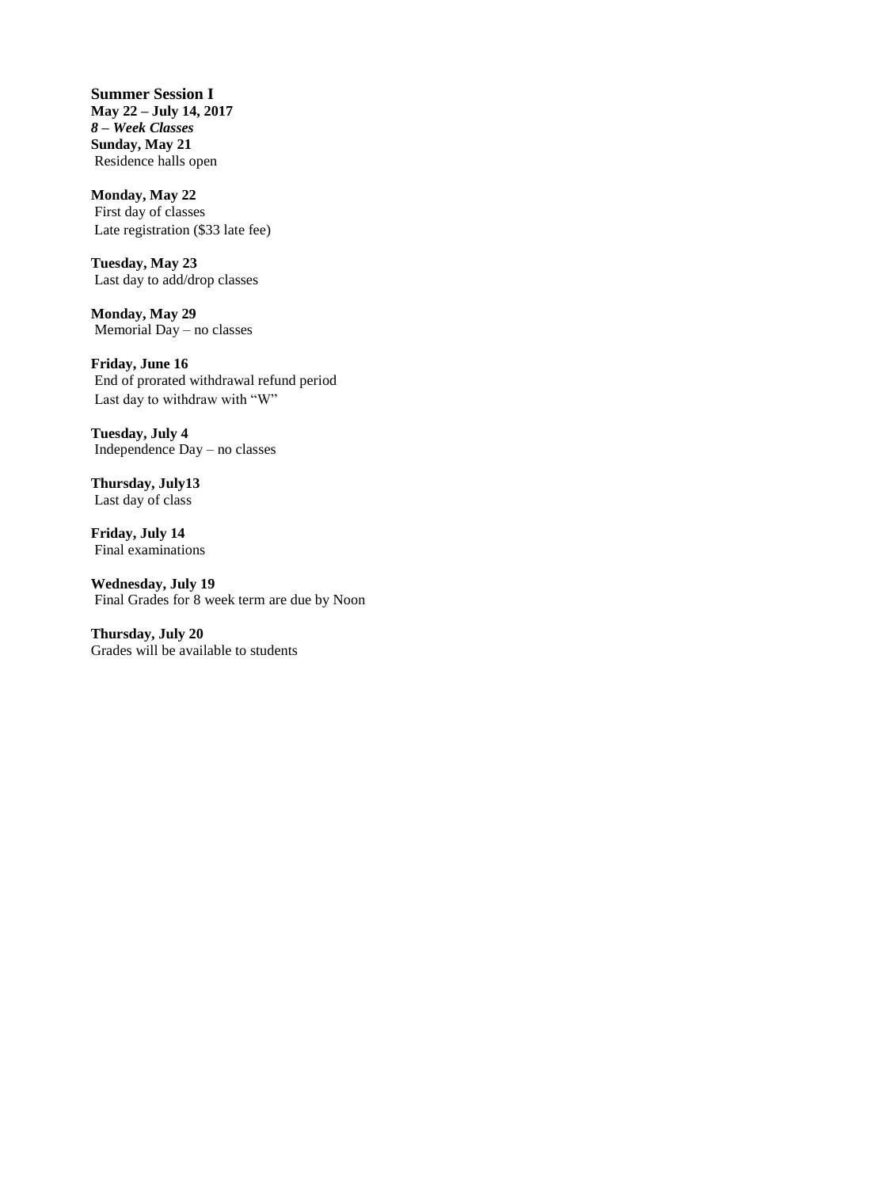## Summer Session I

**May 22 – July 14, 2017**

***8 – Week Classes***

**Sunday, May 21**
Residence halls open

**Monday, May 22**
First day of classes
Late registration ($33 late fee)

**Tuesday, May 23**
Last day to add/drop classes

**Monday, May 29**
Memorial Day – no classes

**Friday, June 16**
End of prorated withdrawal refund period
Last day to withdraw with "W"

**Tuesday, July 4**
Independence Day – no classes

**Thursday, July13**
Last day of class

**Friday, July 14**
Final examinations

**Wednesday, July 19**
Final Grades for 8 week term are due by Noon

**Thursday, July 20**
Grades will be available to students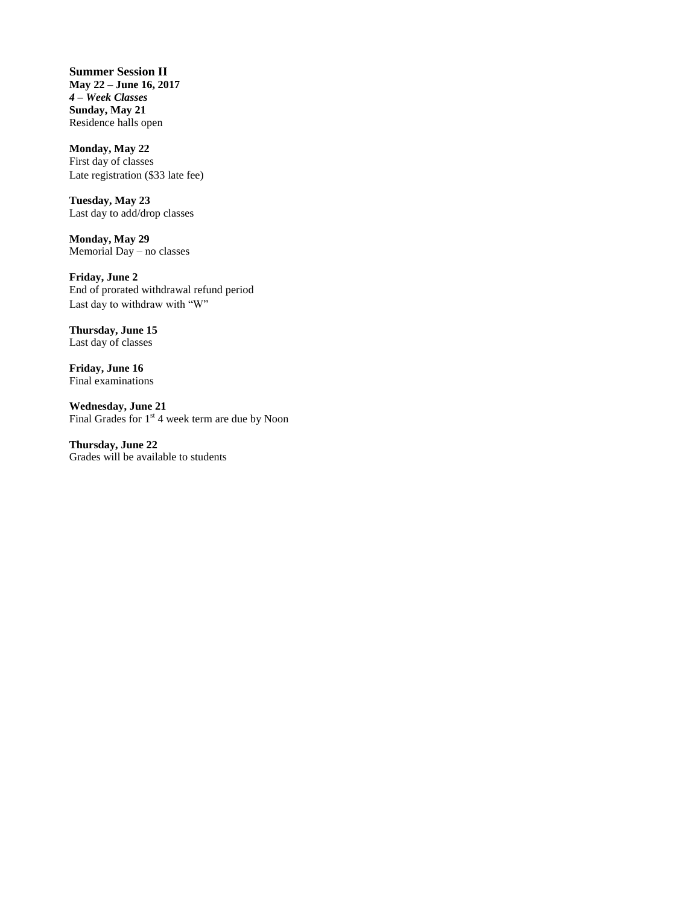## Summer Session II

**May 22 – June 16, 2017**
***4 – Week Classes***

**Sunday, May 21**
Residence halls open

**Monday, May 22**
First day of classes
Late registration ($33 late fee)

**Tuesday, May 23**
Last day to add/drop classes

**Monday, May 29**
Memorial Day – no classes

**Friday, June 2**
End of prorated withdrawal refund period
Last day to withdraw with "W"

**Thursday, June 15**
Last day of classes

**Friday, June 16**
Final examinations

**Wednesday, June 21**
Final Grades for 1st 4 week term are due by Noon

**Thursday, June 22**
Grades will be available to students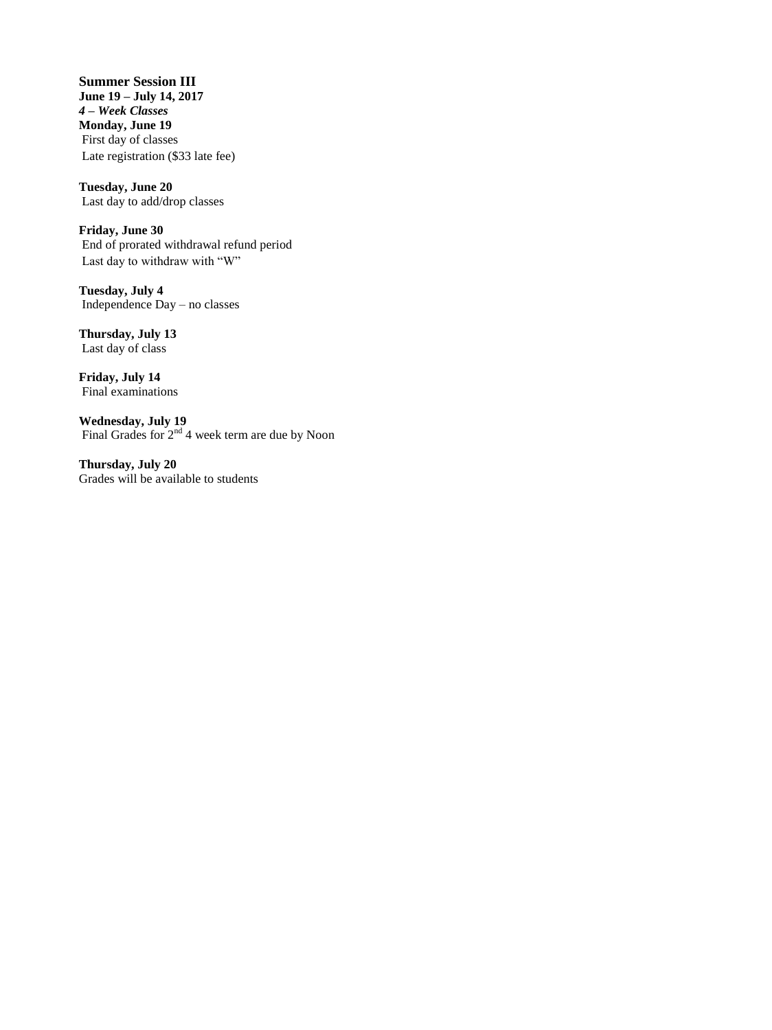## Summer Session III

**June 19 – July 14, 2017**

***4 – Week Classes***

**Monday, June 19**

First day of classes

Late registration ($33 late fee)

**Tuesday, June 20**

Last day to add/drop classes

**Friday, June 30**

End of prorated withdrawal refund period

Last day to withdraw with "W"

**Tuesday, July 4**

Independence Day – no classes

**Thursday, July 13**

Last day of class

**Friday, July 14**

Final examinations

**Wednesday, July 19**

Final Grades for 2nd 4 week term are due by Noon

**Thursday, July 20**

Grades will be available to students